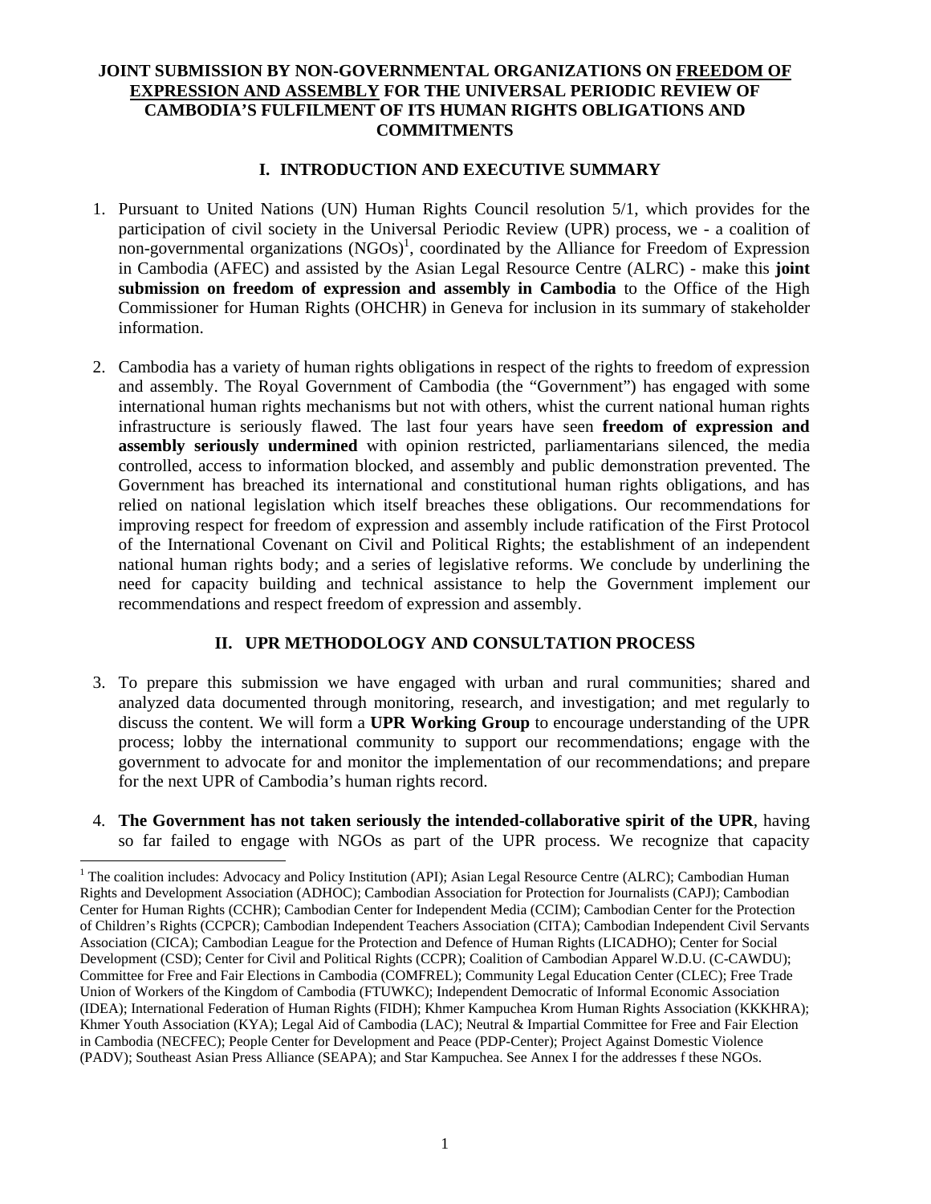# JOINT SUBMISSION BY NON-GOVERNMENTAL ORGANIZATIONS ON FREEDOM OF EXPRESSION AND ASSEMBLY FOR THE UNIVERSAL PERIODIC REVIEW OF CAMBODIA'S FULFILMENT OF ITS HUMAN RIGHTS OBLIGATIONS AND COMMITMENTS

## I. INTRODUCTION AND EXECUTIVE SUMMARY

1. Pursuant to United Nations (UN) Human Rights Council resolution 5/1, which provides for the participation of civil society in the Universal Periodic Review (UPR) process, we - a coalition of non-governmental organizations (NGOs)[1], coordinated by the Alliance for Freedom of Expression in Cambodia (AFEC) and assisted by the Asian Legal Resource Centre (ALRC) - make this **joint submission on freedom of expression and assembly in Cambodia** to the Office of the High Commissioner for Human Rights (OHCHR) in Geneva for inclusion in its summary of stakeholder information.

2. Cambodia has a variety of human rights obligations in respect of the rights to freedom of expression and assembly. The Royal Government of Cambodia (the "Government") has engaged with some international human rights mechanisms but not with others, whist the current national human rights infrastructure is seriously flawed. The last four years have seen **freedom of expression and assembly seriously undermined** with opinion restricted, parliamentarians silenced, the media controlled, access to information blocked, and assembly and public demonstration prevented. The Government has breached its international and constitutional human rights obligations, and has relied on national legislation which itself breaches these obligations. Our recommendations for improving respect for freedom of expression and assembly include ratification of the First Protocol of the International Covenant on Civil and Political Rights; the establishment of an independent national human rights body; and a series of legislative reforms. We conclude by underlining the need for capacity building and technical assistance to help the Government implement our recommendations and respect freedom of expression and assembly.

## II. UPR METHODOLOGY AND CONSULTATION PROCESS

3. To prepare this submission we have engaged with urban and rural communities; shared and analyzed data documented through monitoring, research, and investigation; and met regularly to discuss the content. We will form a **UPR Working Group** to encourage understanding of the UPR process; lobby the international community to support our recommendations; engage with the government to advocate for and monitor the implementation of our recommendations; and prepare for the next UPR of Cambodia's human rights record.

4. **The Government has not taken seriously the intended-collaborative spirit of the UPR**, having so far failed to engage with NGOs as part of the UPR process. We recognize that capacity

---

[1] The coalition includes: Advocacy and Policy Institution (API); Asian Legal Resource Centre (ALRC); Cambodian Human Rights and Development Association (ADHOC); Cambodian Association for Protection for Journalists (CAPJ); Cambodian Center for Human Rights (CCHR); Cambodian Center for Independent Media (CCIM); Cambodian Center for the Protection of Children's Rights (CCPCR); Cambodian Independent Teachers Association (CITA); Cambodian Independent Civil Servants Association (CICA); Cambodian League for the Protection and Defence of Human Rights (LICADHO); Center for Social Development (CSD); Center for Civil and Political Rights (CCPR); Coalition of Cambodian Apparel W.D.U. (C-CAWDU); Committee for Free and Fair Elections in Cambodia (COMFREL); Community Legal Education Center (CLEC); Free Trade Union of Workers of the Kingdom of Cambodia (FTUWKC); Independent Democratic of Informal Economic Association (IDEA); International Federation of Human Rights (FIDH); Khmer Kampuchea Krom Human Rights Association (KKKHRA); Khmer Youth Association (KYA); Legal Aid of Cambodia (LAC); Neutral & Impartial Committee for Free and Fair Election in Cambodia (NECFEC); People Center for Development and Peace (PDP-Center); Project Against Domestic Violence (PADV); Southeast Asian Press Alliance (SEAPA); and Star Kampuchea. See Annex I for the addresses f these NGOs.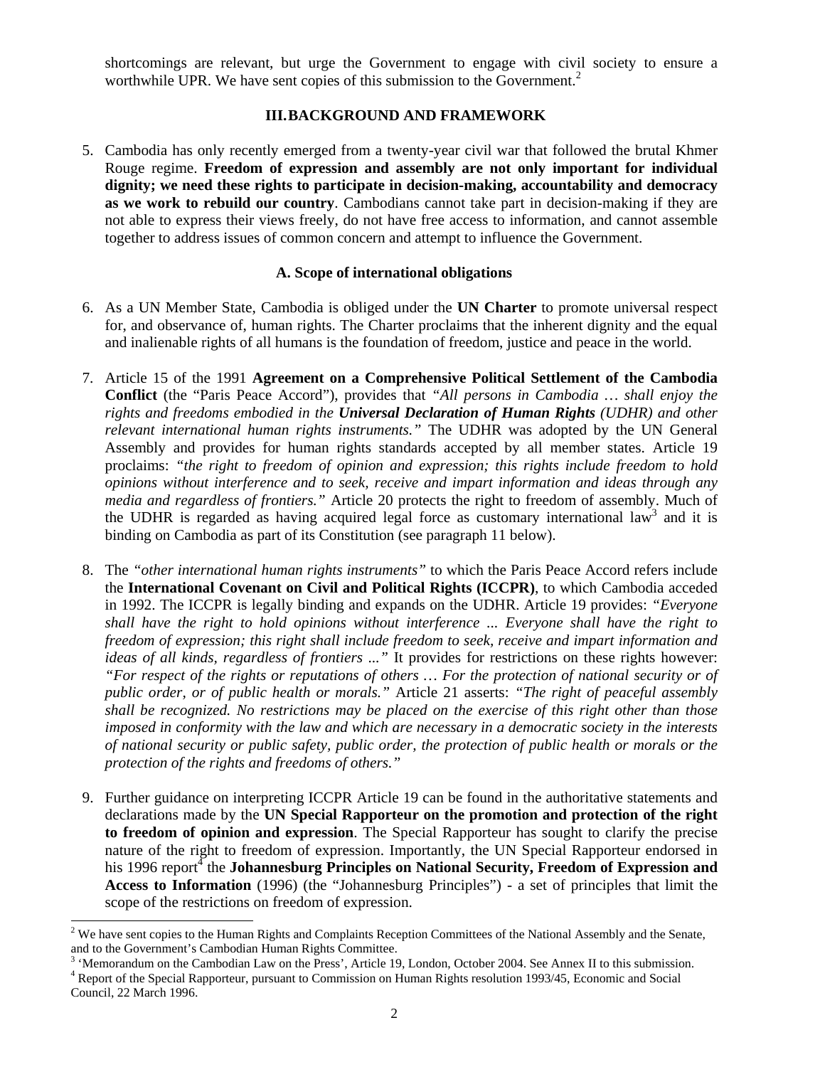shortcomings are relevant, but urge the Government to engage with civil society to ensure a worthwhile UPR. We have sent copies of this submission to the Government.[2]

## III. BACKGROUND AND FRAMEWORK

5. Cambodia has only recently emerged from a twenty-year civil war that followed the brutal Khmer Rouge regime. **Freedom of expression and assembly are not only important for individual dignity; we need these rights to participate in decision-making, accountability and democracy as we work to rebuild our country**. Cambodians cannot take part in decision-making if they are not able to express their views freely, do not have free access to information, and cannot assemble together to address issues of common concern and attempt to influence the Government.

### A. Scope of international obligations

6. As a UN Member State, Cambodia is obliged under the **UN Charter** to promote universal respect for, and observance of, human rights. The Charter proclaims that the inherent dignity and the equal and inalienable rights of all humans is the foundation of freedom, justice and peace in the world.

7. Article 15 of the 1991 **Agreement on a Comprehensive Political Settlement of the Cambodia Conflict** (the "Paris Peace Accord"), provides that *"All persons in Cambodia … shall enjoy the rights and freedoms embodied in the **Universal Declaration of Human Rights** (UDHR) and other relevant international human rights instruments."* The UDHR was adopted by the UN General Assembly and provides for human rights standards accepted by all member states. Article 19 proclaims: *"the right to freedom of opinion and expression; this rights include freedom to hold opinions without interference and to seek, receive and impart information and ideas through any media and regardless of frontiers."* Article 20 protects the right to freedom of assembly. Much of the UDHR is regarded as having acquired legal force as customary international law[3] and it is binding on Cambodia as part of its Constitution (see paragraph 11 below).

8. The *"other international human rights instruments"* to which the Paris Peace Accord refers include the **International Covenant on Civil and Political Rights (ICCPR)**, to which Cambodia acceded in 1992. The ICCPR is legally binding and expands on the UDHR. Article 19 provides: *"Everyone shall have the right to hold opinions without interference ... Everyone shall have the right to freedom of expression; this right shall include freedom to seek, receive and impart information and ideas of all kinds, regardless of frontiers ..."* It provides for restrictions on these rights however: *"For respect of the rights or reputations of others … For the protection of national security or of public order, or of public health or morals."* Article 21 asserts: *"The right of peaceful assembly shall be recognized. No restrictions may be placed on the exercise of this right other than those imposed in conformity with the law and which are necessary in a democratic society in the interests of national security or public safety, public order, the protection of public health or morals or the protection of the rights and freedoms of others."*

9. Further guidance on interpreting ICCPR Article 19 can be found in the authoritative statements and declarations made by the **UN Special Rapporteur on the promotion and protection of the right to freedom of opinion and expression**. The Special Rapporteur has sought to clarify the precise nature of the right to freedom of expression. Importantly, the UN Special Rapporteur endorsed in his 1996 report[4] the **Johannesburg Principles on National Security, Freedom of Expression and Access to Information** (1996) (the "Johannesburg Principles") - a set of principles that limit the scope of the restrictions on freedom of expression.

---

[2] We have sent copies to the Human Rights and Complaints Reception Committees of the National Assembly and the Senate, and to the Government's Cambodian Human Rights Committee.

[3] 'Memorandum on the Cambodian Law on the Press', Article 19, London, October 2004. See Annex II to this submission.

[4] Report of the Special Rapporteur, pursuant to Commission on Human Rights resolution 1993/45, Economic and Social Council, 22 March 1996.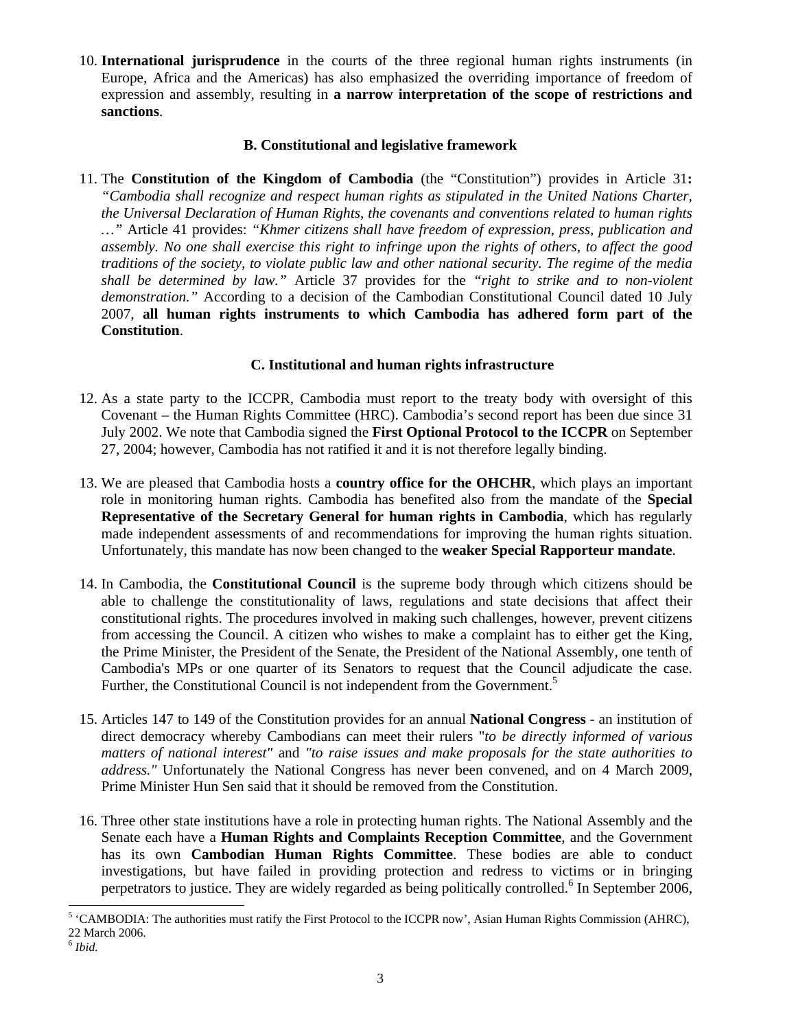10. **International jurisprudence** in the courts of the three regional human rights instruments (in Europe, Africa and the Americas) has also emphasized the overriding importance of freedom of expression and assembly, resulting in **a narrow interpretation of the scope of restrictions and sanctions**.

### B. Constitutional and legislative framework

11. The **Constitution of the Kingdom of Cambodia** (the "Constitution") provides in Article 31**:** *"Cambodia shall recognize and respect human rights as stipulated in the United Nations Charter, the Universal Declaration of Human Rights, the covenants and conventions related to human rights …"* Article 41 provides: *"Khmer citizens shall have freedom of expression, press, publication and assembly. No one shall exercise this right to infringe upon the rights of others, to affect the good traditions of the society, to violate public law and other national security. The regime of the media shall be determined by law."* Article 37 provides for the *"right to strike and to non-violent demonstration."* According to a decision of the Cambodian Constitutional Council dated 10 July 2007, **all human rights instruments to which Cambodia has adhered form part of the Constitution**.

### C. Institutional and human rights infrastructure

12. As a state party to the ICCPR, Cambodia must report to the treaty body with oversight of this Covenant – the Human Rights Committee (HRC). Cambodia's second report has been due since 31 July 2002. We note that Cambodia signed the **First Optional Protocol to the ICCPR** on September 27, 2004; however, Cambodia has not ratified it and it is not therefore legally binding.

13. We are pleased that Cambodia hosts a **country office for the OHCHR**, which plays an important role in monitoring human rights. Cambodia has benefited also from the mandate of the **Special Representative of the Secretary General for human rights in Cambodia**, which has regularly made independent assessments of and recommendations for improving the human rights situation. Unfortunately, this mandate has now been changed to the **weaker Special Rapporteur mandate**.

14. In Cambodia, the **Constitutional Council** is the supreme body through which citizens should be able to challenge the constitutionality of laws, regulations and state decisions that affect their constitutional rights. The procedures involved in making such challenges, however, prevent citizens from accessing the Council. A citizen who wishes to make a complaint has to either get the King, the Prime Minister, the President of the Senate, the President of the National Assembly, one tenth of Cambodia's MPs or one quarter of its Senators to request that the Council adjudicate the case. Further, the Constitutional Council is not independent from the Government.[5]

15. Articles 147 to 149 of the Constitution provides for an annual **National Congress** - an institution of direct democracy whereby Cambodians can meet their rulers "*to be directly informed of various matters of national interest"* and *"to raise issues and make proposals for the state authorities to address."* Unfortunately the National Congress has never been convened, and on 4 March 2009, Prime Minister Hun Sen said that it should be removed from the Constitution.

16. Three other state institutions have a role in protecting human rights. The National Assembly and the Senate each have a **Human Rights and Complaints Reception Committee**, and the Government has its own **Cambodian Human Rights Committee**. These bodies are able to conduct investigations, but have failed in providing protection and redress to victims or in bringing perpetrators to justice. They are widely regarded as being politically controlled.[6] In September 2006,

[5] 'CAMBODIA: The authorities must ratify the First Protocol to the ICCPR now', Asian Human Rights Commission (AHRC), 22 March 2006.

[6] *Ibid.*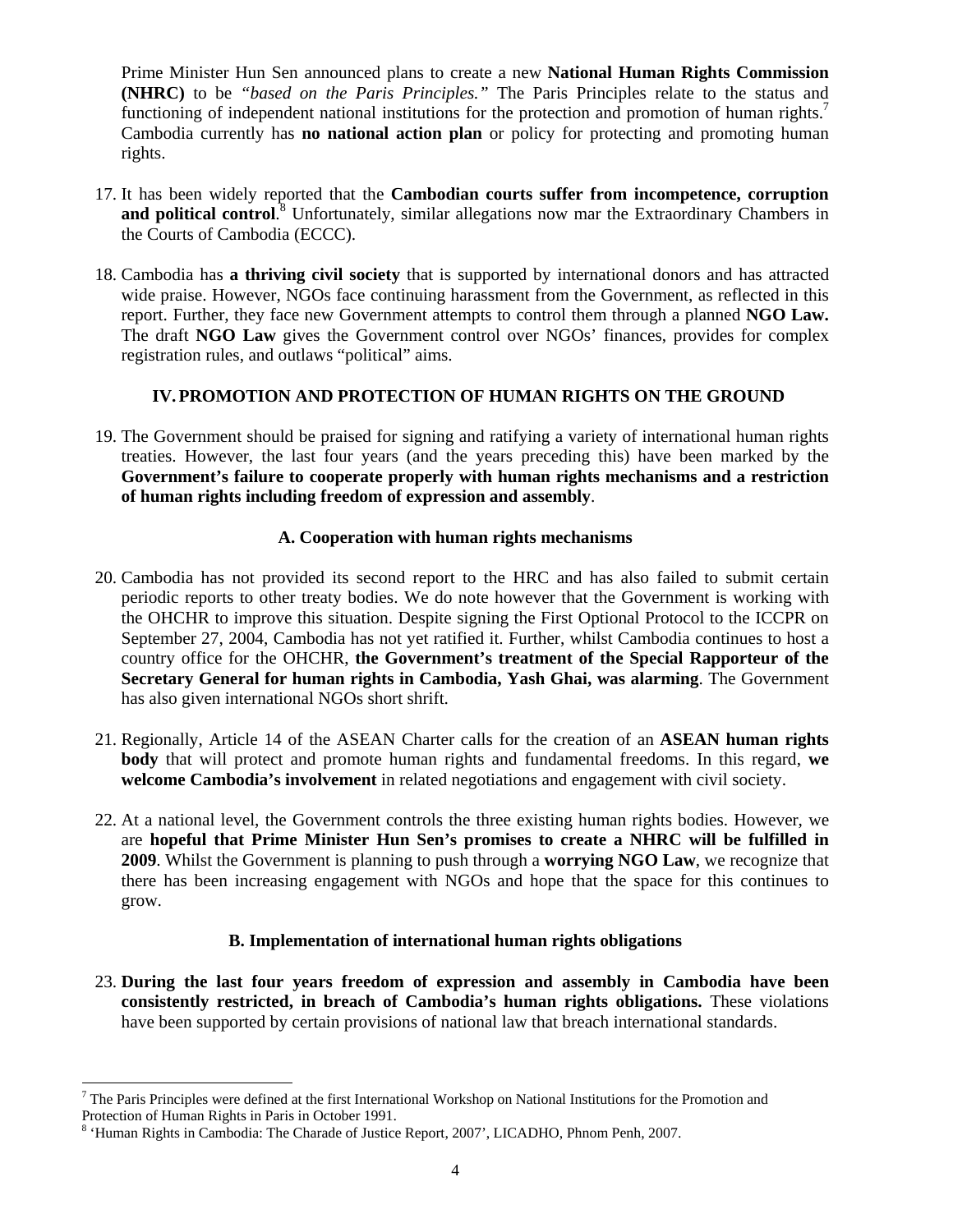Prime Minister Hun Sen announced plans to create a new **National Human Rights Commission (NHRC)** to be *"based on the Paris Principles."* The Paris Principles relate to the status and functioning of independent national institutions for the protection and promotion of human rights.[7] Cambodia currently has **no national action plan** or policy for protecting and promoting human rights.

17. It has been widely reported that the **Cambodian courts suffer from incompetence, corruption and political control**.[8] Unfortunately, similar allegations now mar the Extraordinary Chambers in the Courts of Cambodia (ECCC).

18. Cambodia has **a thriving civil society** that is supported by international donors and has attracted wide praise. However, NGOs face continuing harassment from the Government, as reflected in this report. Further, they face new Government attempts to control them through a planned **NGO Law.** The draft **NGO Law** gives the Government control over NGOs' finances, provides for complex registration rules, and outlaws "political" aims.

## IV. PROMOTION AND PROTECTION OF HUMAN RIGHTS ON THE GROUND

19. The Government should be praised for signing and ratifying a variety of international human rights treaties. However, the last four years (and the years preceding this) have been marked by the **Government's failure to cooperate properly with human rights mechanisms and a restriction of human rights including freedom of expression and assembly**.

### A. Cooperation with human rights mechanisms

20. Cambodia has not provided its second report to the HRC and has also failed to submit certain periodic reports to other treaty bodies. We do note however that the Government is working with the OHCHR to improve this situation. Despite signing the First Optional Protocol to the ICCPR on September 27, 2004, Cambodia has not yet ratified it. Further, whilst Cambodia continues to host a country office for the OHCHR, **the Government's treatment of the Special Rapporteur of the Secretary General for human rights in Cambodia, Yash Ghai, was alarming**. The Government has also given international NGOs short shrift.

21. Regionally, Article 14 of the ASEAN Charter calls for the creation of an **ASEAN human rights body** that will protect and promote human rights and fundamental freedoms. In this regard, **we welcome Cambodia's involvement** in related negotiations and engagement with civil society.

22. At a national level, the Government controls the three existing human rights bodies. However, we are **hopeful that Prime Minister Hun Sen's promises to create a NHRC will be fulfilled in 2009**. Whilst the Government is planning to push through a **worrying NGO Law**, we recognize that there has been increasing engagement with NGOs and hope that the space for this continues to grow.

### B. Implementation of international human rights obligations

23. **During the last four years freedom of expression and assembly in Cambodia have been consistently restricted, in breach of Cambodia's human rights obligations.** These violations have been supported by certain provisions of national law that breach international standards.

---

[7] The Paris Principles were defined at the first International Workshop on National Institutions for the Promotion and Protection of Human Rights in Paris in October 1991.

[8] 'Human Rights in Cambodia: The Charade of Justice Report, 2007', LICADHO, Phnom Penh, 2007.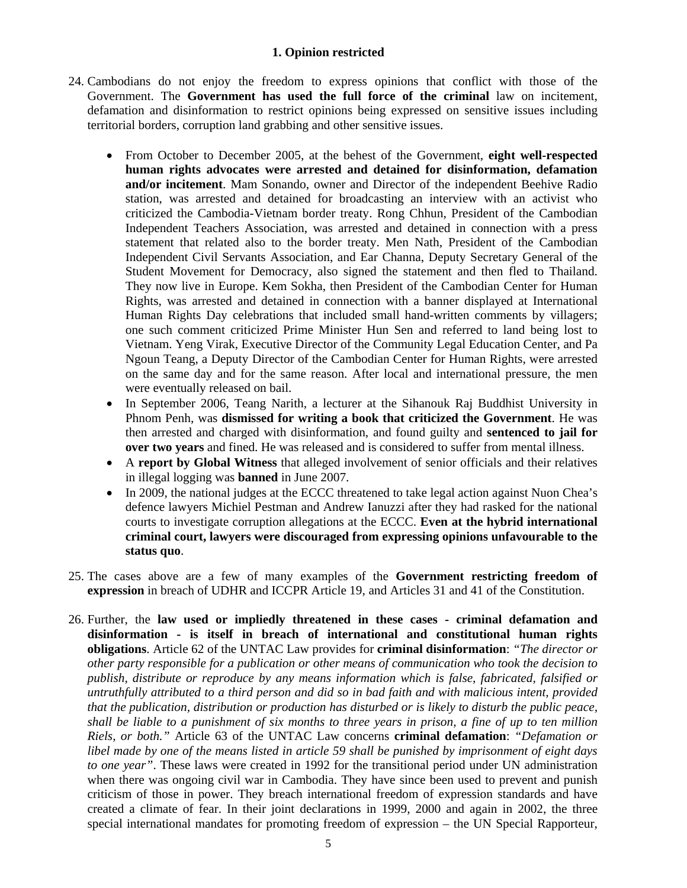### 1. Opinion restricted

24. Cambodians do not enjoy the freedom to express opinions that conflict with those of the Government. The **Government has used the full force of the criminal** law on incitement, defamation and disinformation to restrict opinions being expressed on sensitive issues including territorial borders, corruption land grabbing and other sensitive issues.

    - From October to December 2005, at the behest of the Government, **eight well-respected human rights advocates were arrested and detained for disinformation, defamation and/or incitement**. Mam Sonando, owner and Director of the independent Beehive Radio station, was arrested and detained for broadcasting an interview with an activist who criticized the Cambodia-Vietnam border treaty. Rong Chhun, President of the Cambodian Independent Teachers Association, was arrested and detained in connection with a press statement that related also to the border treaty. Men Nath, President of the Cambodian Independent Civil Servants Association, and Ear Channa, Deputy Secretary General of the Student Movement for Democracy, also signed the statement and then fled to Thailand. They now live in Europe. Kem Sokha, then President of the Cambodian Center for Human Rights, was arrested and detained in connection with a banner displayed at International Human Rights Day celebrations that included small hand-written comments by villagers; one such comment criticized Prime Minister Hun Sen and referred to land being lost to Vietnam. Yeng Virak, Executive Director of the Community Legal Education Center, and Pa Ngoun Teang, a Deputy Director of the Cambodian Center for Human Rights, were arrested on the same day and for the same reason. After local and international pressure, the men were eventually released on bail.
    - In September 2006, Teang Narith, a lecturer at the Sihanouk Raj Buddhist University in Phnom Penh, was **dismissed for writing a book that criticized the Government**. He was then arrested and charged with disinformation, and found guilty and **sentenced to jail for over two years** and fined. He was released and is considered to suffer from mental illness.
    - A **report by Global Witness** that alleged involvement of senior officials and their relatives in illegal logging was **banned** in June 2007.
    - In 2009, the national judges at the ECCC threatened to take legal action against Nuon Chea's defence lawyers Michiel Pestman and Andrew Ianuzzi after they had rasked for the national courts to investigate corruption allegations at the ECCC. **Even at the hybrid international criminal court, lawyers were discouraged from expressing opinions unfavourable to the status quo**.

25. The cases above are a few of many examples of the **Government restricting freedom of expression** in breach of UDHR and ICCPR Article 19, and Articles 31 and 41 of the Constitution.

26. Further, the **law used or impliedly threatened in these cases - criminal defamation and disinformation - is itself in breach of international and constitutional human rights obligations**. Article 62 of the UNTAC Law provides for **criminal disinformation**: *"The director or other party responsible for a publication or other means of communication who took the decision to publish, distribute or reproduce by any means information which is false, fabricated, falsified or untruthfully attributed to a third person and did so in bad faith and with malicious intent, provided that the publication, distribution or production has disturbed or is likely to disturb the public peace, shall be liable to a punishment of six months to three years in prison, a fine of up to ten million Riels, or both."* Article 63 of the UNTAC Law concerns **criminal defamation**: *"Defamation or libel made by one of the means listed in article 59 shall be punished by imprisonment of eight days to one year"*. These laws were created in 1992 for the transitional period under UN administration when there was ongoing civil war in Cambodia. They have since been used to prevent and punish criticism of those in power. They breach international freedom of expression standards and have created a climate of fear. In their joint declarations in 1999, 2000 and again in 2002, the three special international mandates for promoting freedom of expression – the UN Special Rapporteur,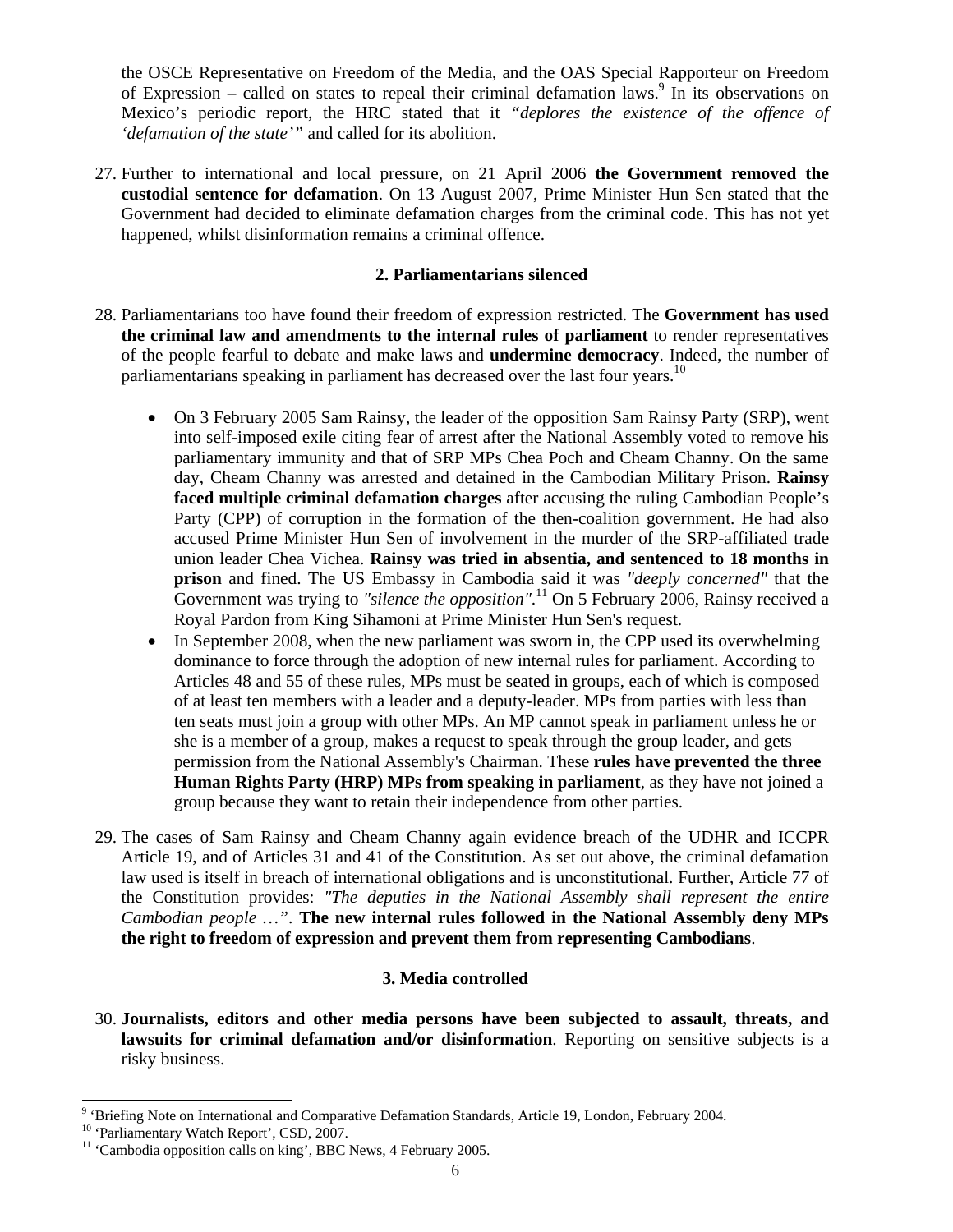the OSCE Representative on Freedom of the Media, and the OAS Special Rapporteur on Freedom of Expression – called on states to repeal their criminal defamation laws.[9] In its observations on Mexico's periodic report, the HRC stated that it *"deplores the existence of the offence of 'defamation of the state'"* and called for its abolition.

27. Further to international and local pressure, on 21 April 2006 **the Government removed the custodial sentence for defamation**. On 13 August 2007, Prime Minister Hun Sen stated that the Government had decided to eliminate defamation charges from the criminal code. This has not yet happened, whilst disinformation remains a criminal offence.

### 2. Parliamentarians silenced

28. Parliamentarians too have found their freedom of expression restricted. The **Government has used the criminal law and amendments to the internal rules of parliament** to render representatives of the people fearful to debate and make laws and **undermine democracy**. Indeed, the number of parliamentarians speaking in parliament has decreased over the last four years.[10]

    - On 3 February 2005 Sam Rainsy, the leader of the opposition Sam Rainsy Party (SRP), went into self-imposed exile citing fear of arrest after the National Assembly voted to remove his parliamentary immunity and that of SRP MPs Chea Poch and Cheam Channy. On the same day, Cheam Channy was arrested and detained in the Cambodian Military Prison. **Rainsy faced multiple criminal defamation charges** after accusing the ruling Cambodian People's Party (CPP) of corruption in the formation of the then-coalition government. He had also accused Prime Minister Hun Sen of involvement in the murder of the SRP-affiliated trade union leader Chea Vichea. **Rainsy was tried in absentia, and sentenced to 18 months in prison** and fined. The US Embassy in Cambodia said it was *"deeply concerned"* that the Government was trying to *"silence the opposition"*.[11] On 5 February 2006, Rainsy received a Royal Pardon from King Sihamoni at Prime Minister Hun Sen's request.
    - In September 2008, when the new parliament was sworn in, the CPP used its overwhelming dominance to force through the adoption of new internal rules for parliament. According to Articles 48 and 55 of these rules, MPs must be seated in groups, each of which is composed of at least ten members with a leader and a deputy-leader. MPs from parties with less than ten seats must join a group with other MPs. An MP cannot speak in parliament unless he or she is a member of a group, makes a request to speak through the group leader, and gets permission from the National Assembly's Chairman. These **rules have prevented the three Human Rights Party (HRP) MPs from speaking in parliament**, as they have not joined a group because they want to retain their independence from other parties.

29. The cases of Sam Rainsy and Cheam Channy again evidence breach of the UDHR and ICCPR Article 19, and of Articles 31 and 41 of the Constitution. As set out above, the criminal defamation law used is itself in breach of international obligations and is unconstitutional. Further, Article 77 of the Constitution provides: *"The deputies in the National Assembly shall represent the entire Cambodian people …"*. **The new internal rules followed in the National Assembly deny MPs the right to freedom of expression and prevent them from representing Cambodians**.

### 3. Media controlled

30. **Journalists, editors and other media persons have been subjected to assault, threats, and lawsuits for criminal defamation and/or disinformation**. Reporting on sensitive subjects is a risky business.

---

[9] 'Briefing Note on International and Comparative Defamation Standards, Article 19, London, February 2004.

[10] 'Parliamentary Watch Report', CSD, 2007.

[11] 'Cambodia opposition calls on king', BBC News, 4 February 2005.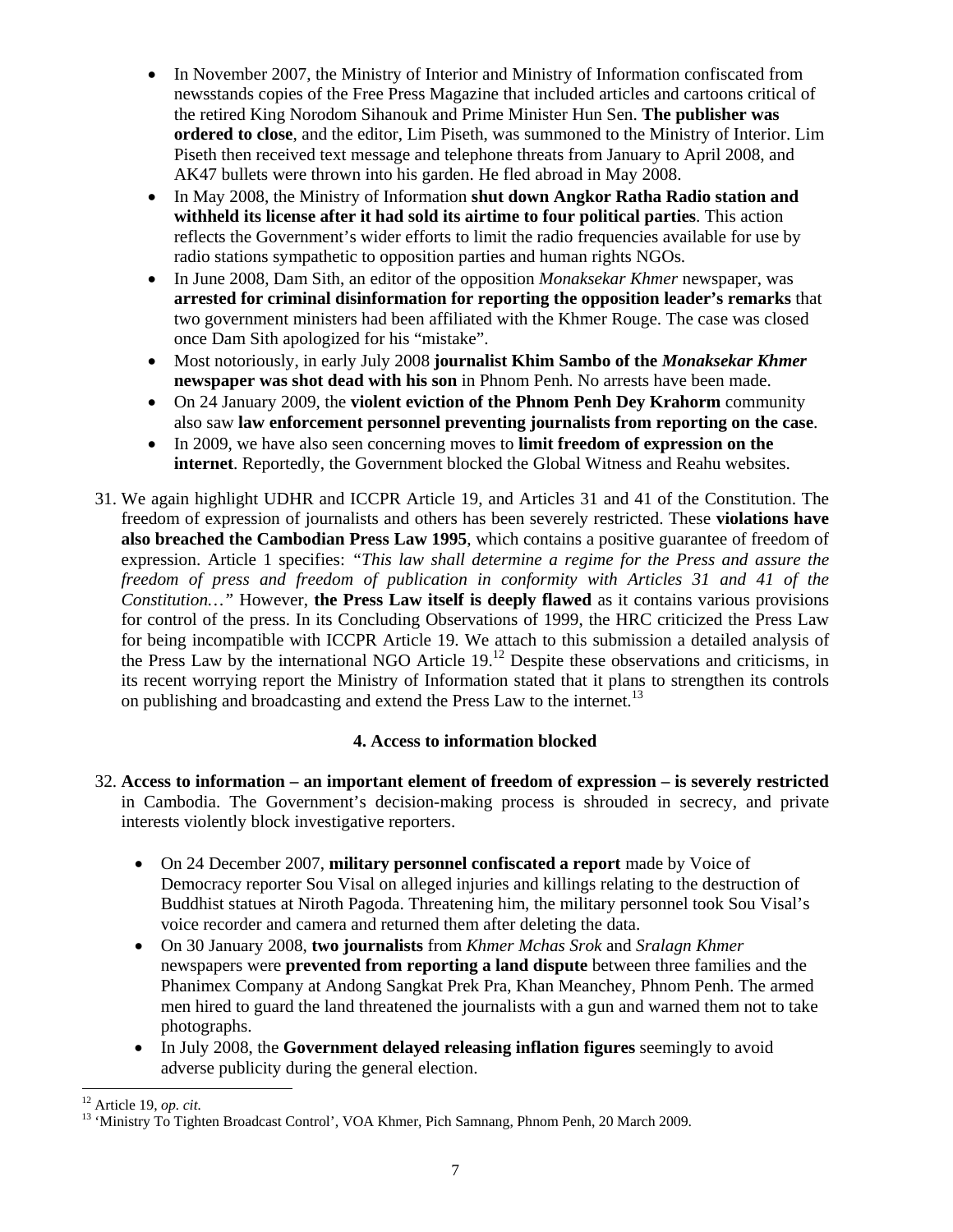- In November 2007, the Ministry of Interior and Ministry of Information confiscated from newsstands copies of the Free Press Magazine that included articles and cartoons critical of the retired King Norodom Sihanouk and Prime Minister Hun Sen. **The publisher was ordered to close**, and the editor, Lim Piseth, was summoned to the Ministry of Interior. Lim Piseth then received text message and telephone threats from January to April 2008, and AK47 bullets were thrown into his garden. He fled abroad in May 2008.
- In May 2008, the Ministry of Information **shut down Angkor Ratha Radio station and withheld its license after it had sold its airtime to four political parties**. This action reflects the Government's wider efforts to limit the radio frequencies available for use by radio stations sympathetic to opposition parties and human rights NGOs.
- In June 2008, Dam Sith, an editor of the opposition *Monaksekar Khmer* newspaper, was **arrested for criminal disinformation for reporting the opposition leader's remarks** that two government ministers had been affiliated with the Khmer Rouge. The case was closed once Dam Sith apologized for his "mistake".
- Most notoriously, in early July 2008 **journalist Khim Sambo of the *Monaksekar Khmer* newspaper was shot dead with his son** in Phnom Penh. No arrests have been made.
- On 24 January 2009, the **violent eviction of the Phnom Penh Dey Krahorm** community also saw **law enforcement personnel preventing journalists from reporting on the case**.
- In 2009, we have also seen concerning moves to **limit freedom of expression on the internet**. Reportedly, the Government blocked the Global Witness and Reahu websites.

31. We again highlight UDHR and ICCPR Article 19, and Articles 31 and 41 of the Constitution. The freedom of expression of journalists and others has been severely restricted. These **violations have also breached the Cambodian Press Law 1995**, which contains a positive guarantee of freedom of expression. Article 1 specifies: *"This law shall determine a regime for the Press and assure the freedom of press and freedom of publication in conformity with Articles 31 and 41 of the Constitution…"* However, **the Press Law itself is deeply flawed** as it contains various provisions for control of the press. In its Concluding Observations of 1999, the HRC criticized the Press Law for being incompatible with ICCPR Article 19. We attach to this submission a detailed analysis of the Press Law by the international NGO Article 19.[12] Despite these observations and criticisms, in its recent worrying report the Ministry of Information stated that it plans to strengthen its controls on publishing and broadcasting and extend the Press Law to the internet.[13]

### 4. Access to information blocked

32. **Access to information – an important element of freedom of expression – is severely restricted** in Cambodia. The Government's decision-making process is shrouded in secrecy, and private interests violently block investigative reporters.

- On 24 December 2007, **military personnel confiscated a report** made by Voice of Democracy reporter Sou Visal on alleged injuries and killings relating to the destruction of Buddhist statues at Niroth Pagoda. Threatening him, the military personnel took Sou Visal's voice recorder and camera and returned them after deleting the data.
- On 30 January 2008, **two journalists** from *Khmer Mchas Srok* and *Sralagn Khmer* newspapers were **prevented from reporting a land dispute** between three families and the Phanimex Company at Andong Sangkat Prek Pra, Khan Meanchey, Phnom Penh. The armed men hired to guard the land threatened the journalists with a gun and warned them not to take photographs.
- In July 2008, the **Government delayed releasing inflation figures** seemingly to avoid adverse publicity during the general election.

---

[12] Article 19, *op. cit.*

[13] 'Ministry To Tighten Broadcast Control', VOA Khmer, Pich Samnang, Phnom Penh, 20 March 2009.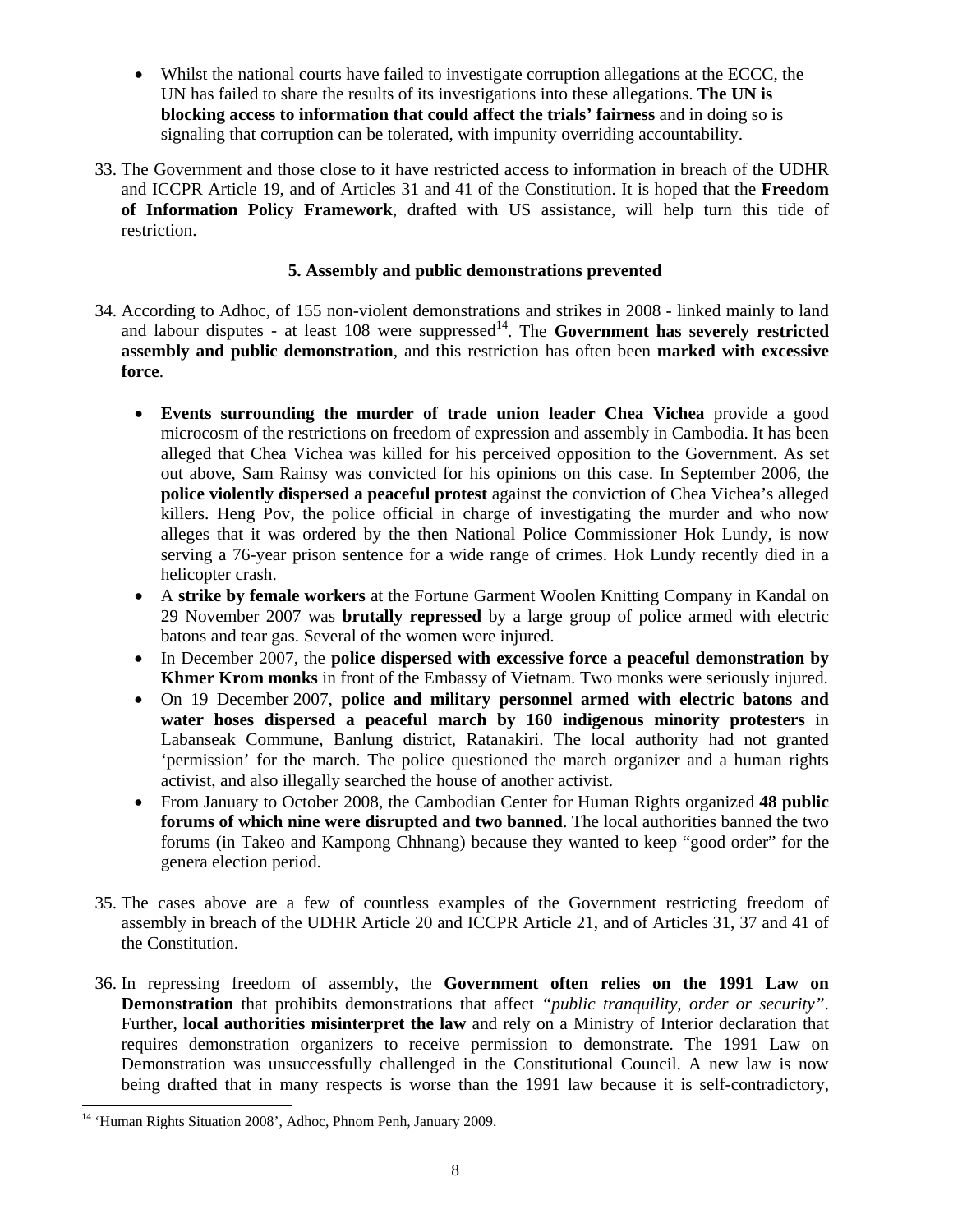- Whilst the national courts have failed to investigate corruption allegations at the ECCC, the UN has failed to share the results of its investigations into these allegations. **The UN is blocking access to information that could affect the trials' fairness** and in doing so is signaling that corruption can be tolerated, with impunity overriding accountability.

33. The Government and those close to it have restricted access to information in breach of the UDHR and ICCPR Article 19, and of Articles 31 and 41 of the Constitution. It is hoped that the **Freedom of Information Policy Framework**, drafted with US assistance, will help turn this tide of restriction.

### 5. Assembly and public demonstrations prevented

34. According to Adhoc, of 155 non-violent demonstrations and strikes in 2008 - linked mainly to land and labour disputes - at least 108 were suppressed[14]. The **Government has severely restricted assembly and public demonstration**, and this restriction has often been **marked with excessive force**.

    - **Events surrounding the murder of trade union leader Chea Vichea** provide a good microcosm of the restrictions on freedom of expression and assembly in Cambodia. It has been alleged that Chea Vichea was killed for his perceived opposition to the Government. As set out above, Sam Rainsy was convicted for his opinions on this case. In September 2006, the **police violently dispersed a peaceful protest** against the conviction of Chea Vichea's alleged killers. Heng Pov, the police official in charge of investigating the murder and who now alleges that it was ordered by the then National Police Commissioner Hok Lundy, is now serving a 76-year prison sentence for a wide range of crimes. Hok Lundy recently died in a helicopter crash.
    - A **strike by female workers** at the Fortune Garment Woolen Knitting Company in Kandal on 29 November 2007 was **brutally repressed** by a large group of police armed with electric batons and tear gas. Several of the women were injured.
    - In December 2007, the **police dispersed with excessive force a peaceful demonstration by Khmer Krom monks** in front of the Embassy of Vietnam. Two monks were seriously injured.
    - On 19 December 2007, **police and military personnel armed with electric batons and water hoses dispersed a peaceful march by 160 indigenous minority protesters** in Labanseak Commune, Banlung district, Ratanakiri. The local authority had not granted 'permission' for the march. The police questioned the march organizer and a human rights activist, and also illegally searched the house of another activist.
    - From January to October 2008, the Cambodian Center for Human Rights organized **48 public forums of which nine were disrupted and two banned**. The local authorities banned the two forums (in Takeo and Kampong Chhnang) because they wanted to keep "good order" for the genera election period.

35. The cases above are a few of countless examples of the Government restricting freedom of assembly in breach of the UDHR Article 20 and ICCPR Article 21, and of Articles 31, 37 and 41 of the Constitution.

36. In repressing freedom of assembly, the **Government often relies on the 1991 Law on Demonstration** that prohibits demonstrations that affect *"public tranquility, order or security"*. Further, **local authorities misinterpret the law** and rely on a Ministry of Interior declaration that requires demonstration organizers to receive permission to demonstrate. The 1991 Law on Demonstration was unsuccessfully challenged in the Constitutional Council. A new law is now being drafted that in many respects is worse than the 1991 law because it is self-contradictory,

[14] 'Human Rights Situation 2008', Adhoc, Phnom Penh, January 2009.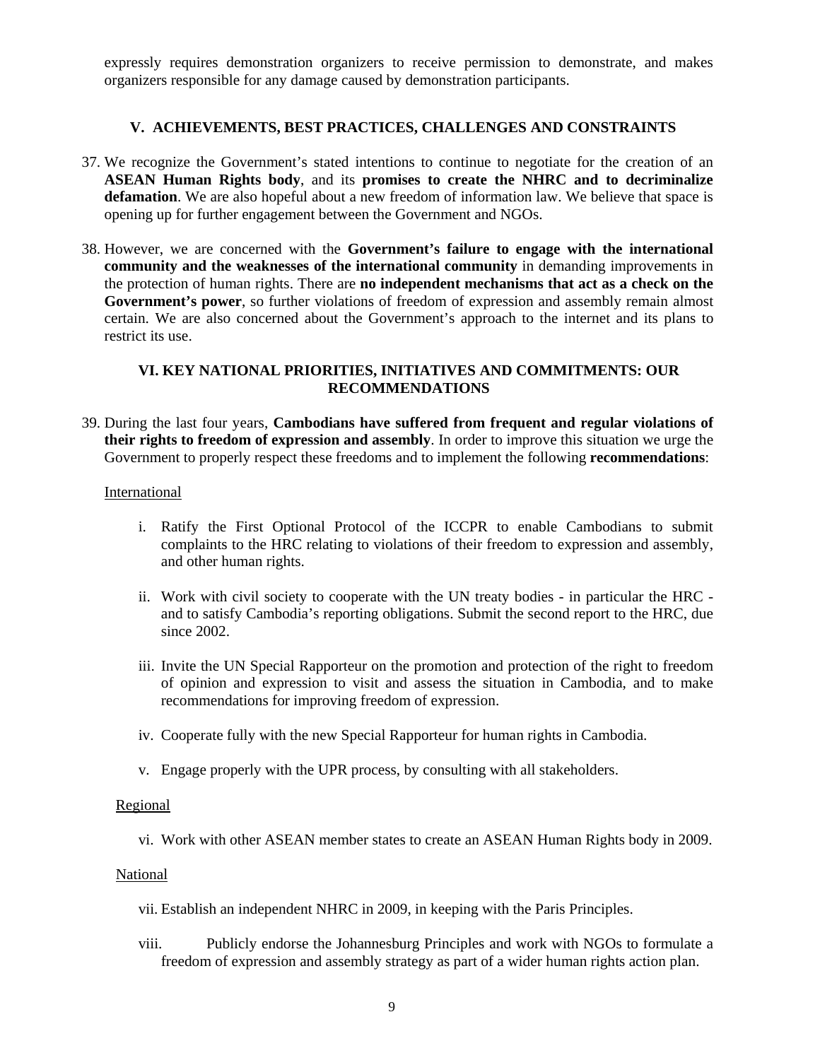expressly requires demonstration organizers to receive permission to demonstrate, and makes organizers responsible for any damage caused by demonstration participants.

## V. ACHIEVEMENTS, BEST PRACTICES, CHALLENGES AND CONSTRAINTS

37. We recognize the Government's stated intentions to continue to negotiate for the creation of an **ASEAN Human Rights body**, and its **promises to create the NHRC and to decriminalize defamation**. We are also hopeful about a new freedom of information law. We believe that space is opening up for further engagement between the Government and NGOs.

38. However, we are concerned with the **Government's failure to engage with the international community and the weaknesses of the international community** in demanding improvements in the protection of human rights. There are **no independent mechanisms that act as a check on the Government's power**, so further violations of freedom of expression and assembly remain almost certain. We are also concerned about the Government's approach to the internet and its plans to restrict its use.

## VI. KEY NATIONAL PRIORITIES, INITIATIVES AND COMMITMENTS: OUR RECOMMENDATIONS

39. During the last four years, **Cambodians have suffered from frequent and regular violations of their rights to freedom of expression and assembly**. In order to improve this situation we urge the Government to properly respect these freedoms and to implement the following **recommendations**:

International

i. Ratify the First Optional Protocol of the ICCPR to enable Cambodians to submit complaints to the HRC relating to violations of their freedom to expression and assembly, and other human rights.

ii. Work with civil society to cooperate with the UN treaty bodies - in particular the HRC - and to satisfy Cambodia's reporting obligations. Submit the second report to the HRC, due since 2002.

iii. Invite the UN Special Rapporteur on the promotion and protection of the right to freedom of opinion and expression to visit and assess the situation in Cambodia, and to make recommendations for improving freedom of expression.

iv. Cooperate fully with the new Special Rapporteur for human rights in Cambodia.

v. Engage properly with the UPR process, by consulting with all stakeholders.

Regional

vi. Work with other ASEAN member states to create an ASEAN Human Rights body in 2009.

National

vii. Establish an independent NHRC in 2009, in keeping with the Paris Principles.

viii. Publicly endorse the Johannesburg Principles and work with NGOs to formulate a freedom of expression and assembly strategy as part of a wider human rights action plan.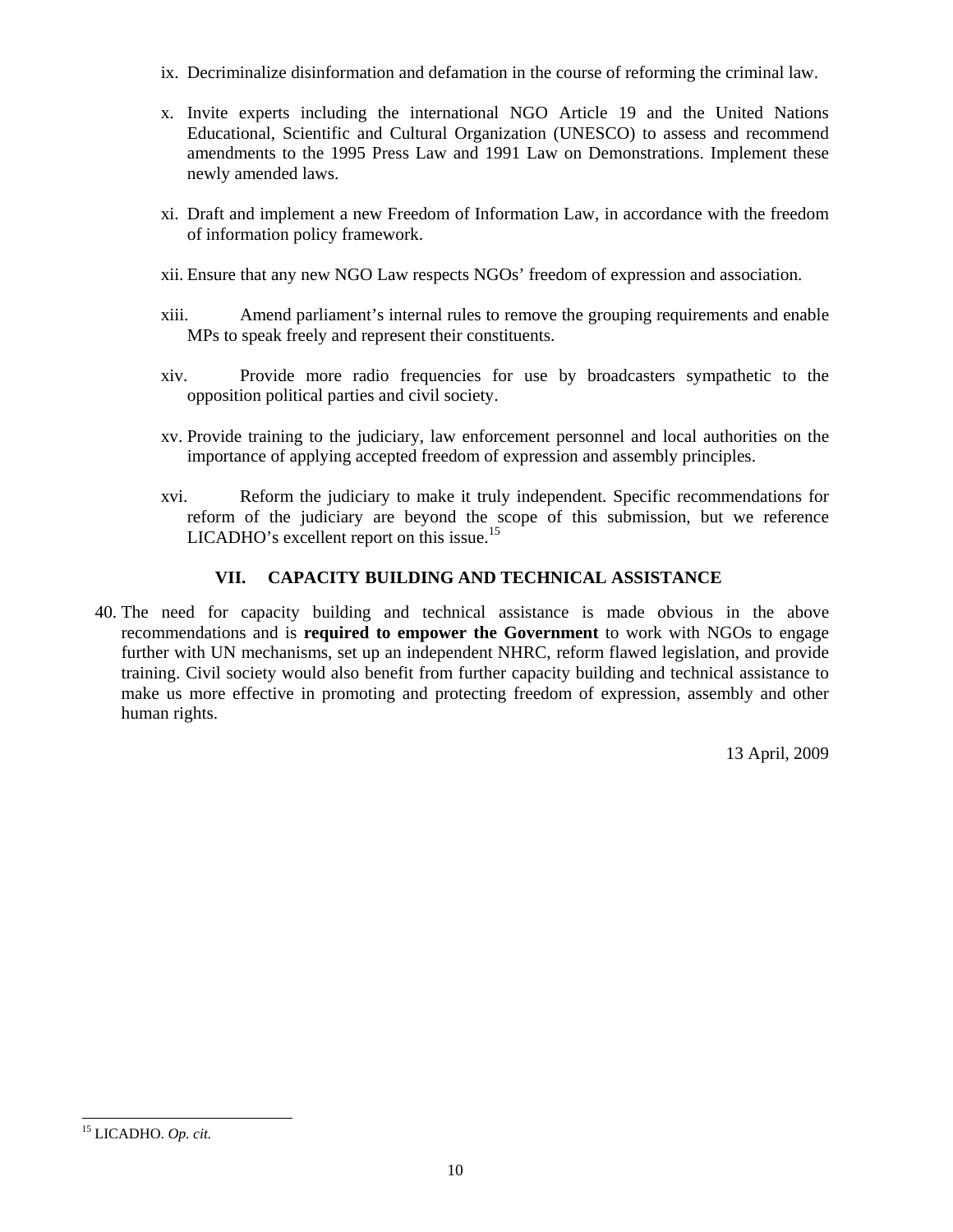ix. Decriminalize disinformation and defamation in the course of reforming the criminal law.

x. Invite experts including the international NGO Article 19 and the United Nations Educational, Scientific and Cultural Organization (UNESCO) to assess and recommend amendments to the 1995 Press Law and 1991 Law on Demonstrations. Implement these newly amended laws.

xi. Draft and implement a new Freedom of Information Law, in accordance with the freedom of information policy framework.

xii. Ensure that any new NGO Law respects NGOs' freedom of expression and association.

xiii. Amend parliament's internal rules to remove the grouping requirements and enable MPs to speak freely and represent their constituents.

xiv. Provide more radio frequencies for use by broadcasters sympathetic to the opposition political parties and civil society.

xv. Provide training to the judiciary, law enforcement personnel and local authorities on the importance of applying accepted freedom of expression and assembly principles.

xvi. Reform the judiciary to make it truly independent. Specific recommendations for reform of the judiciary are beyond the scope of this submission, but we reference LICADHO's excellent report on this issue.[15]

## VII. CAPACITY BUILDING AND TECHNICAL ASSISTANCE

40. The need for capacity building and technical assistance is made obvious in the above recommendations and is **required to empower the Government** to work with NGOs to engage further with UN mechanisms, set up an independent NHRC, reform flawed legislation, and provide training. Civil society would also benefit from further capacity building and technical assistance to make us more effective in promoting and protecting freedom of expression, assembly and other human rights.

13 April, 2009

[15] LICADHO. *Op. cit.*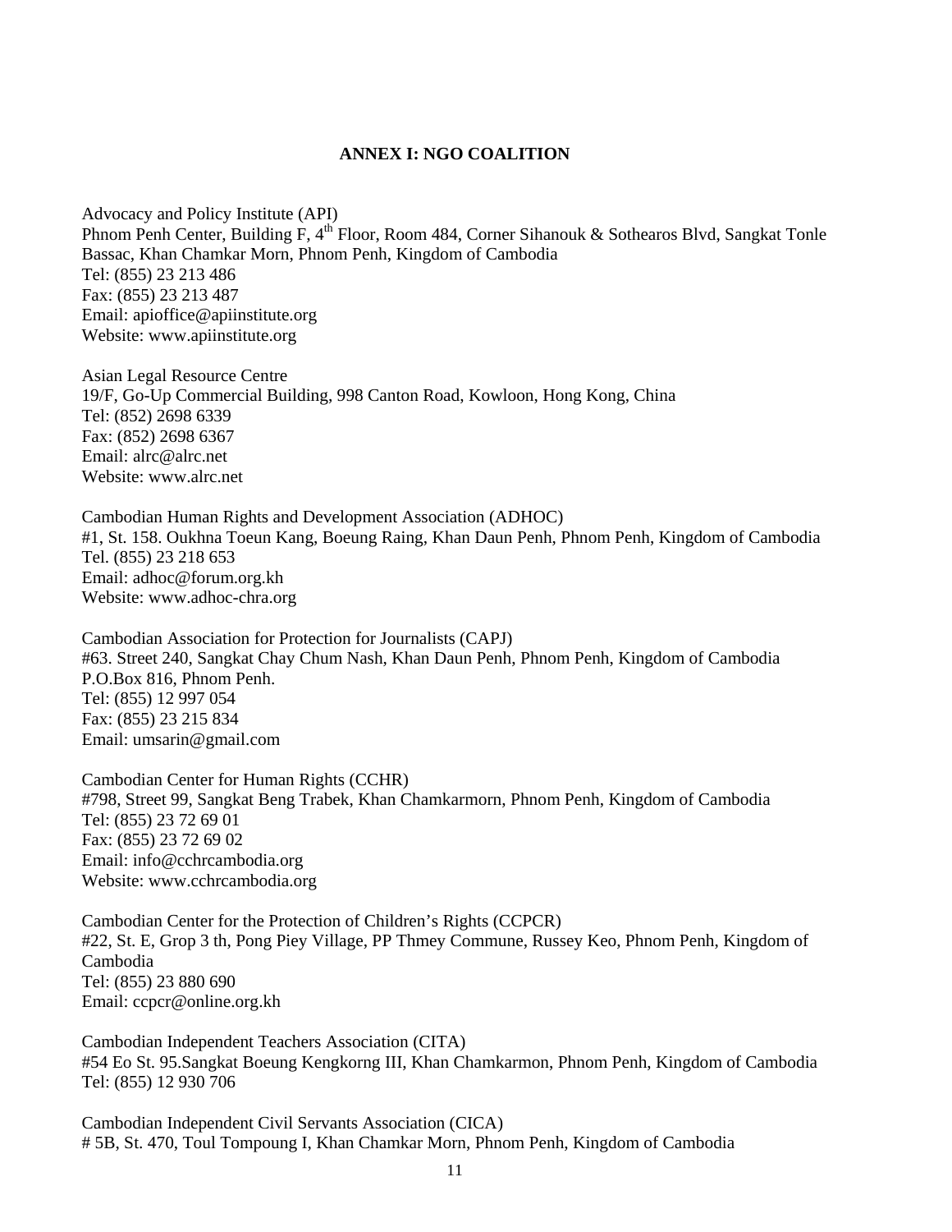## ANNEX I: NGO COALITION

Advocacy and Policy Institute (API)
Phnom Penh Center, Building F, 4th Floor, Room 484, Corner Sihanouk & Sothearos Blvd, Sangkat Tonle Bassac, Khan Chamkar Morn, Phnom Penh, Kingdom of Cambodia
Tel: (855) 23 213 486
Fax: (855) 23 213 487
Email: apioffice@apiinstitute.org
Website: www.apiinstitute.org

Asian Legal Resource Centre
19/F, Go-Up Commercial Building, 998 Canton Road, Kowloon, Hong Kong, China
Tel: (852) 2698 6339
Fax: (852) 2698 6367
Email: alrc@alrc.net
Website: www.alrc.net

Cambodian Human Rights and Development Association (ADHOC)
#1, St. 158. Oukhna Toeun Kang, Boeung Raing, Khan Daun Penh, Phnom Penh, Kingdom of Cambodia
Tel. (855) 23 218 653
Email: adhoc@forum.org.kh
Website: www.adhoc-chra.org

Cambodian Association for Protection for Journalists (CAPJ)
#63. Street 240, Sangkat Chay Chum Nash, Khan Daun Penh, Phnom Penh, Kingdom of Cambodia
P.O.Box 816, Phnom Penh.
Tel: (855) 12 997 054
Fax: (855) 23 215 834
Email: umsarin@gmail.com

Cambodian Center for Human Rights (CCHR)
#798, Street 99, Sangkat Beng Trabek, Khan Chamkarmorn, Phnom Penh, Kingdom of Cambodia
Tel: (855) 23 72 69 01
Fax: (855) 23 72 69 02
Email: info@cchrcambodia.org
Website: www.cchrcambodia.org

Cambodian Center for the Protection of Children's Rights (CCPCR)
#22, St. E, Grop 3 th, Pong Piey Village, PP Thmey Commune, Russey Keo, Phnom Penh, Kingdom of Cambodia
Tel: (855) 23 880 690
Email: ccpcr@online.org.kh

Cambodian Independent Teachers Association (CITA)
#54 Eo St. 95.Sangkat Boeung Kengkorng III, Khan Chamkarmon, Phnom Penh, Kingdom of Cambodia
Tel: (855) 12 930 706

Cambodian Independent Civil Servants Association (CICA)
# 5B, St. 470, Toul Tompoung I, Khan Chamkar Morn, Phnom Penh, Kingdom of Cambodia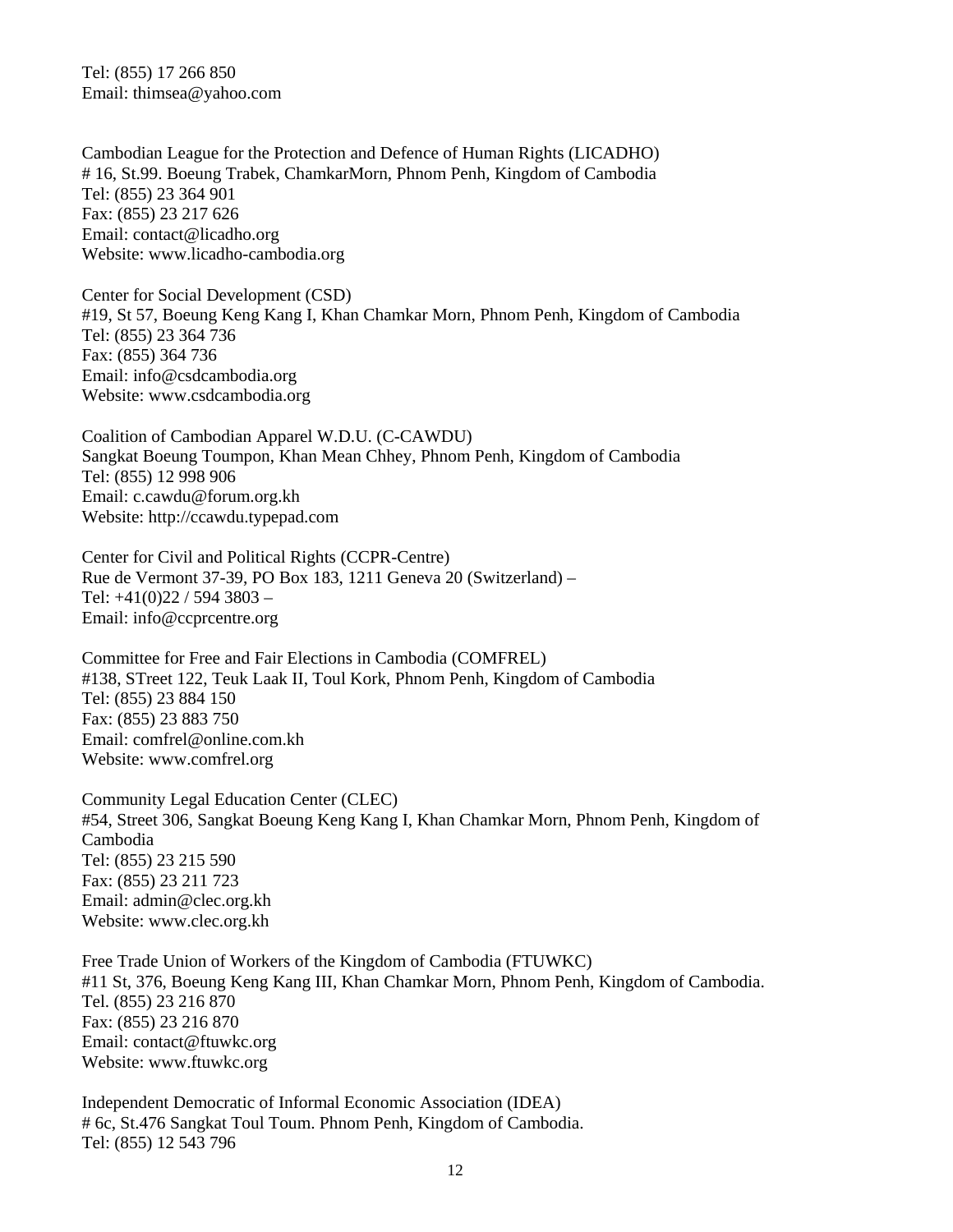Tel: (855) 17 266 850  
Email: thimsea@yahoo.com

Cambodian League for the Protection and Defence of Human Rights (LICADHO)  
# 16, St.99. Boeung Trabek, ChamkarMorn, Phnom Penh, Kingdom of Cambodia  
Tel: (855) 23 364 901  
Fax: (855) 23 217 626  
Email: contact@licadho.org  
Website: www.licadho-cambodia.org

Center for Social Development (CSD)  
#19, St 57, Boeung Keng Kang I, Khan Chamkar Morn, Phnom Penh, Kingdom of Cambodia  
Tel: (855) 23 364 736  
Fax: (855) 364 736  
Email: info@csdcambodia.org  
Website: www.csdcambodia.org

Coalition of Cambodian Apparel W.D.U. (C-CAWDU)  
Sangkat Boeung Toumpon, Khan Mean Chhey, Phnom Penh, Kingdom of Cambodia  
Tel: (855) 12 998 906  
Email: c.cawdu@forum.org.kh  
Website: http://ccawdu.typepad.com

Center for Civil and Political Rights (CCPR-Centre)  
Rue de Vermont 37-39, PO Box 183, 1211 Geneva 20 (Switzerland) –  
Tel: +41(0)22 / 594 3803 –  
Email: info@ccprcentre.org

Committee for Free and Fair Elections in Cambodia (COMFREL)  
#138, STreet 122, Teuk Laak II, Toul Kork, Phnom Penh, Kingdom of Cambodia  
Tel: (855) 23 884 150  
Fax: (855) 23 883 750  
Email: comfrel@online.com.kh  
Website: www.comfrel.org

Community Legal Education Center (CLEC)  
#54, Street 306, Sangkat Boeung Keng Kang I, Khan Chamkar Morn, Phnom Penh, Kingdom of Cambodia  
Tel: (855) 23 215 590  
Fax: (855) 23 211 723  
Email: admin@clec.org.kh  
Website: www.clec.org.kh

Free Trade Union of Workers of the Kingdom of Cambodia (FTUWKC)  
#11 St, 376, Boeung Keng Kang III, Khan Chamkar Morn, Phnom Penh, Kingdom of Cambodia.  
Tel. (855) 23 216 870  
Fax: (855) 23 216 870  
Email: contact@ftuwkc.org  
Website: www.ftuwkc.org

Independent Democratic of Informal Economic Association (IDEA)  
# 6c, St.476 Sangkat Toul Toum. Phnom Penh, Kingdom of Cambodia.  
Tel: (855) 12 543 796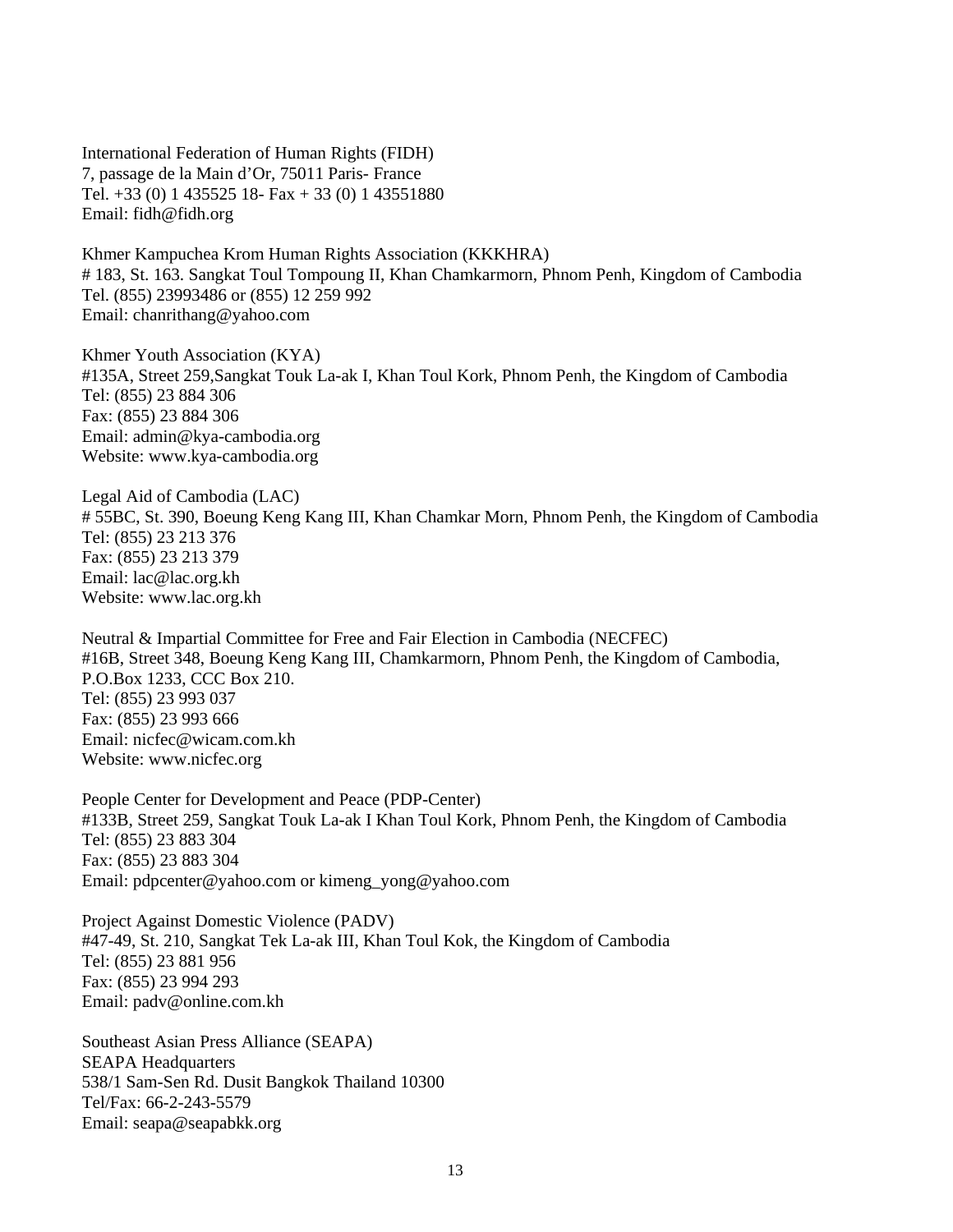International Federation of Human Rights (FIDH)
7, passage de la Main d'Or, 75011 Paris- France
Tel. +33 (0) 1 435525 18- Fax + 33 (0) 1 43551880
Email: fidh@fidh.org

Khmer Kampuchea Krom Human Rights Association (KKKHRA)
# 183, St. 163. Sangkat Toul Tompoung II, Khan Chamkarmorn, Phnom Penh, Kingdom of Cambodia
Tel. (855) 23993486 or (855) 12 259 992
Email: chanrithang@yahoo.com

Khmer Youth Association (KYA)
#135A, Street 259,Sangkat Touk La-ak I, Khan Toul Kork, Phnom Penh, the Kingdom of Cambodia
Tel: (855) 23 884 306
Fax: (855) 23 884 306
Email: admin@kya-cambodia.org
Website: www.kya-cambodia.org

Legal Aid of Cambodia (LAC)
# 55BC, St. 390, Boeung Keng Kang III, Khan Chamkar Morn, Phnom Penh, the Kingdom of Cambodia
Tel: (855) 23 213 376
Fax: (855) 23 213 379
Email: lac@lac.org.kh
Website: www.lac.org.kh

Neutral & Impartial Committee for Free and Fair Election in Cambodia (NECFEC)
#16B, Street 348, Boeung Keng Kang III, Chamkarmorn, Phnom Penh, the Kingdom of Cambodia,
P.O.Box 1233, CCC Box 210.
Tel: (855) 23 993 037
Fax: (855) 23 993 666
Email: nicfec@wicam.com.kh
Website: www.nicfec.org

People Center for Development and Peace (PDP-Center)
#133B, Street 259, Sangkat Touk La-ak I Khan Toul Kork, Phnom Penh, the Kingdom of Cambodia
Tel: (855) 23 883 304
Fax: (855) 23 883 304
Email: pdpcenter@yahoo.com or kimeng_yong@yahoo.com

Project Against Domestic Violence (PADV)
#47-49, St. 210, Sangkat Tek La-ak III, Khan Toul Kok, the Kingdom of Cambodia
Tel: (855) 23 881 956
Fax: (855) 23 994 293
Email: padv@online.com.kh

Southeast Asian Press Alliance (SEAPA)
SEAPA Headquarters
538/1 Sam-Sen Rd. Dusit Bangkok Thailand 10300
Tel/Fax: 66-2-243-5579
Email: seapa@seapabkk.org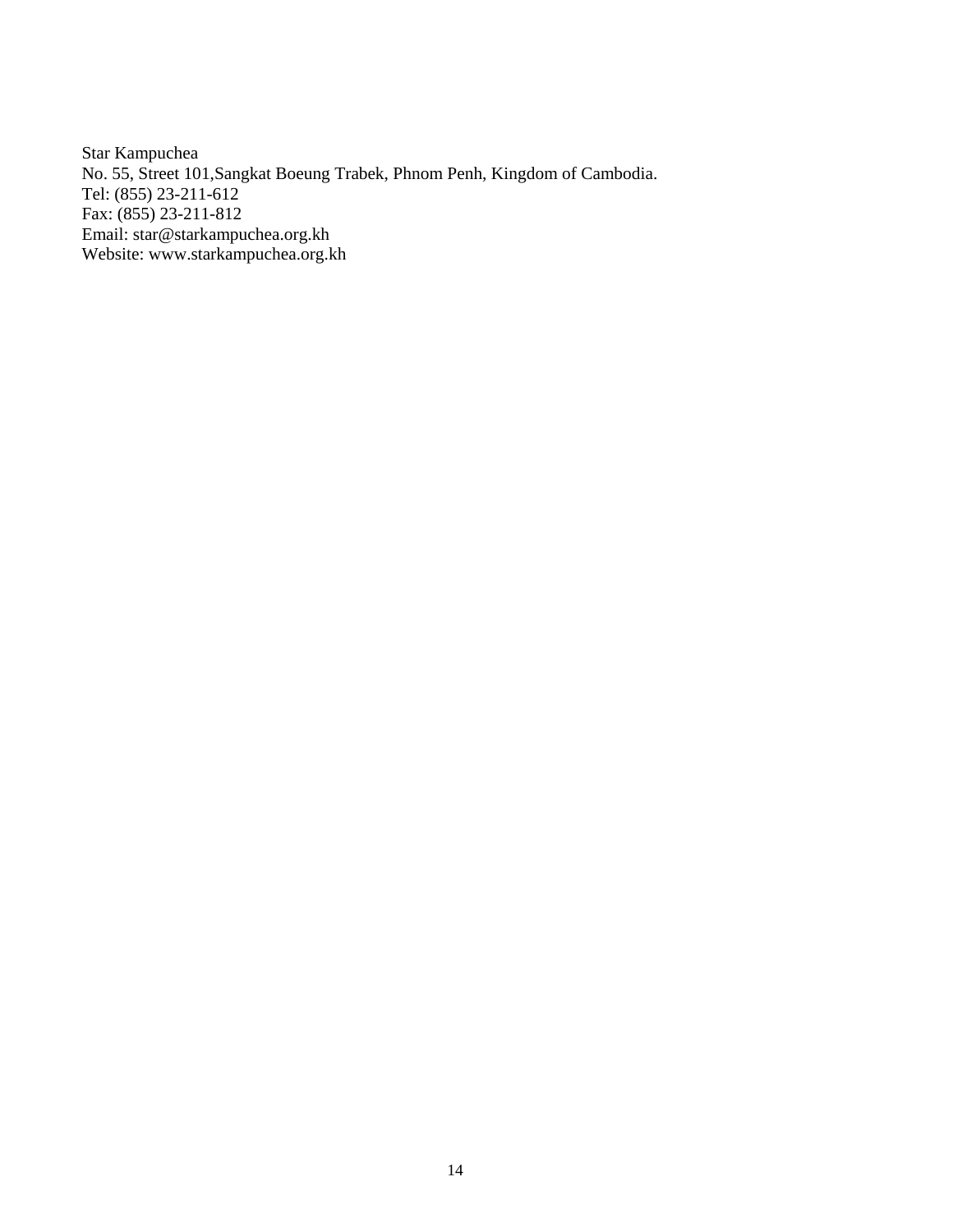Star Kampuchea  
No. 55, Street 101,Sangkat Boeung Trabek, Phnom Penh, Kingdom of Cambodia.  
Tel: (855) 23-211-612  
Fax: (855) 23-211-812  
Email: star@starkampuchea.org.kh  
Website: www.starkampuchea.org.kh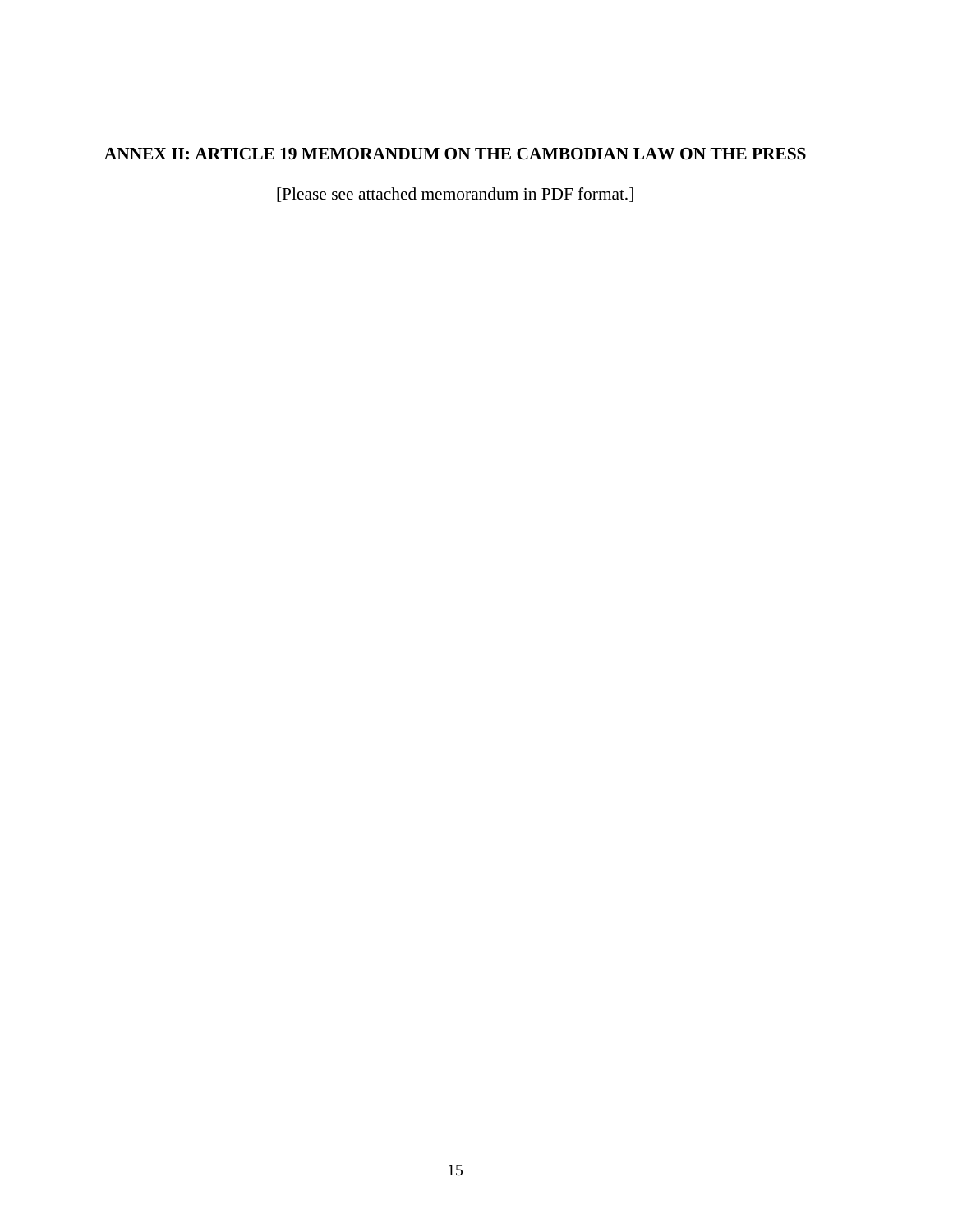## ANNEX II: ARTICLE 19 MEMORANDUM ON THE CAMBODIAN LAW ON THE PRESS

[Please see attached memorandum in PDF format.]